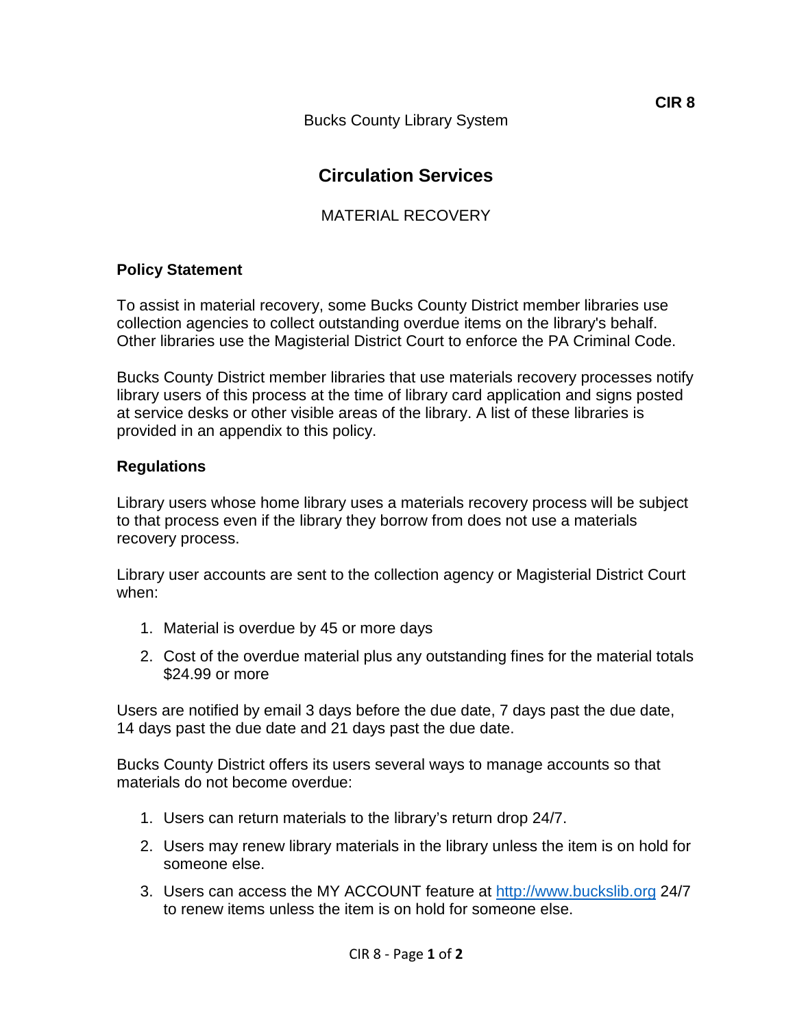**CIR 8**

Bucks County Library System

# Circulation Services

## MATERIAL RECOVERY

### Policy Statement

To assist in material recovery, some Bucks County District member libraries use collection agencies to collect outstanding overdue items on the library's behalf. Other libraries use the Magisterial District Court to enforce the PA Criminal Code.

Bucks County District member libraries that use materials recovery processes notify library users of this process at the time of library card application and signs posted at service desks or other visible areas of the library. A list of these libraries is provided in an appendix to this policy.

### Regulations

Library users whose home library uses a materials recovery process will be subject to that process even if the library they borrow from does not use a materials recovery process.

Library user accounts are sent to the collection agency or Magisterial District Court when:

1. Material is overdue by 45 or more days
2. Cost of the overdue material plus any outstanding fines for the material totals $24.99 or more

Users are notified by email 3 days before the due date, 7 days past the due date, 14 days past the due date and 21 days past the due date.

Bucks County District offers its users several ways to manage accounts so that materials do not become overdue:

1. Users can return materials to the library's return drop 24/7.
2. Users may renew library materials in the library unless the item is on hold for someone else.
3. Users can access the MY ACCOUNT feature at [http://www.buckslib.org](http://www.buckslib.org) 24/7 to renew items unless the item is on hold for someone else.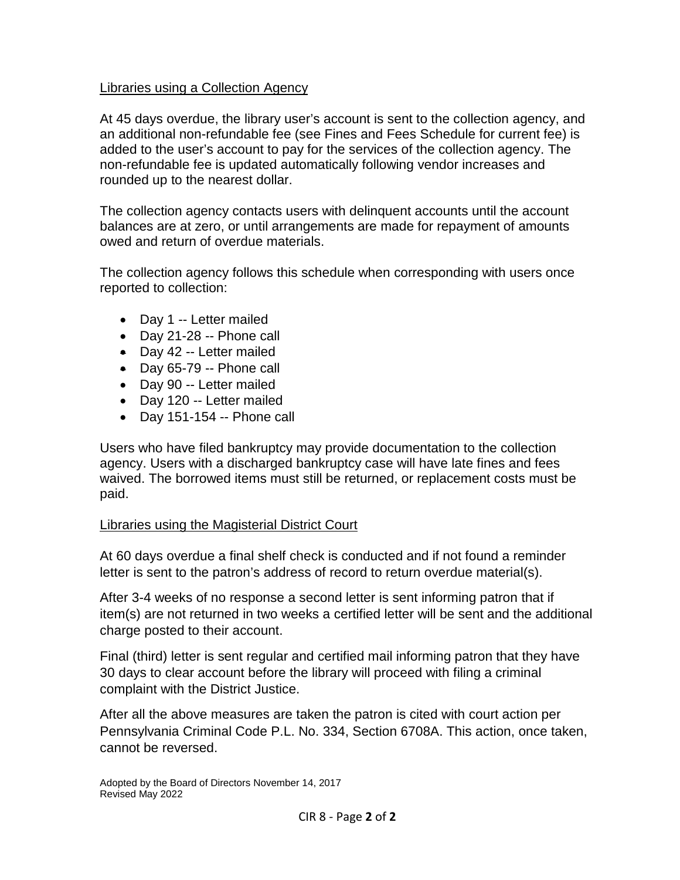Libraries using a Collection Agency

At 45 days overdue, the library user's account is sent to the collection agency, and an additional non-refundable fee (see Fines and Fees Schedule for current fee) is added to the user's account to pay for the services of the collection agency. The non-refundable fee is updated automatically following vendor increases and rounded up to the nearest dollar.

The collection agency contacts users with delinquent accounts until the account balances are at zero, or until arrangements are made for repayment of amounts owed and return of overdue materials.

The collection agency follows this schedule when corresponding with users once reported to collection:

- Day 1 -- Letter mailed
- Day 21-28 -- Phone call
- Day 42 -- Letter mailed
- Day 65-79 -- Phone call
- Day 90 -- Letter mailed
- Day 120 -- Letter mailed
- Day 151-154 -- Phone call

Users who have filed bankruptcy may provide documentation to the collection agency. Users with a discharged bankruptcy case will have late fines and fees waived. The borrowed items must still be returned, or replacement costs must be paid.

Libraries using the Magisterial District Court

At 60 days overdue a final shelf check is conducted and if not found a reminder letter is sent to the patron's address of record to return overdue material(s).

After 3-4 weeks of no response a second letter is sent informing patron that if item(s) are not returned in two weeks a certified letter will be sent and the additional charge posted to their account.

Final (third) letter is sent regular and certified mail informing patron that they have 30 days to clear account before the library will proceed with filing a criminal complaint with the District Justice.

After all the above measures are taken the patron is cited with court action per Pennsylvania Criminal Code P.L. No. 334, Section 6708A. This action, once taken, cannot be reversed.

Adopted by the Board of Directors November 14, 2017
Revised May 2022